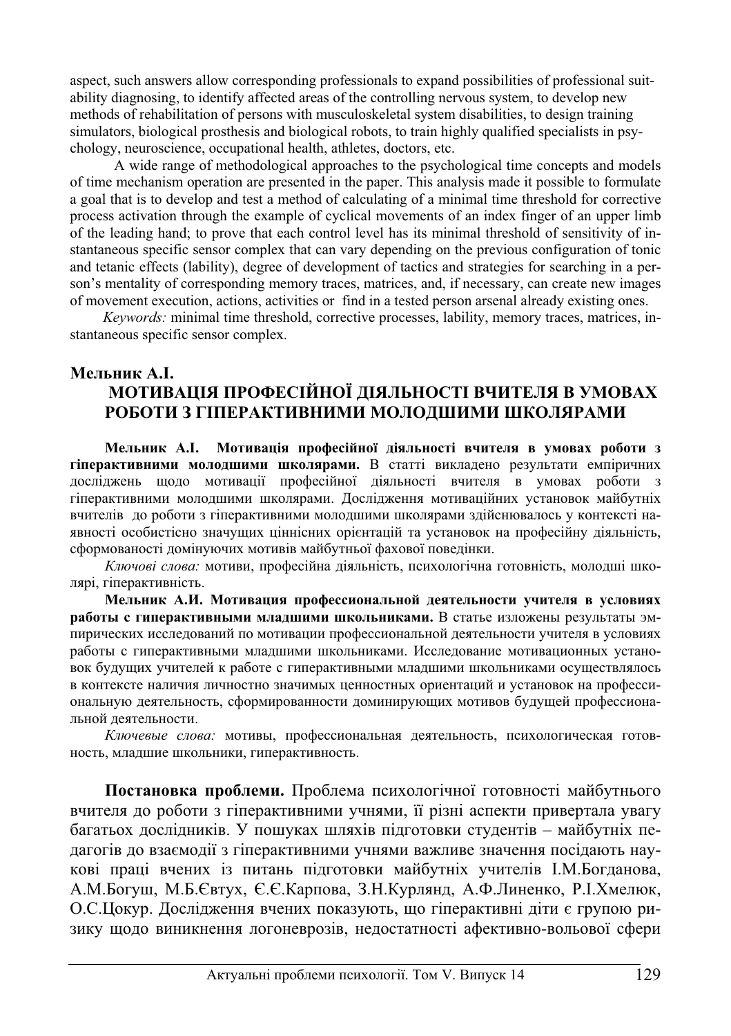aspect, such answers allow corresponding professionals to expand possibilities of professional suitability diagnosing, to identify affected areas of the controlling nervous system, to develop new methods of rehabilitation of persons with musculoskeletal system disabilities, to design training simulators, biological prosthesis and biological robots, to train highly qualified specialists in psychology, neuroscience, occupational health, athletes, doctors, etc.

A wide range of methodological approaches to the psychological time concepts and models of time mechanism operation are presented in the paper. This analysis made it possible to formulate a goal that is to develop and test a method of calculating of a minimal time threshold for corrective process activation through the example of cyclical movements of an index finger of an upper limb of the leading hand; to prove that each control level has its minimal threshold of sensitivity of instantaneous specific sensor complex that can vary depending on the previous configuration of tonic and tetanic effects (lability), degree of development of tactics and strategies for searching in a person's mentality of corresponding memory traces, matrices, and, if necessary, can create new images of movement execution, actions, activities or find in a tested person arsenal already existing ones.

*Keywords:* minimal time threshold, corrective processes, lability, memory traces, matrices, instantaneous specific sensor complex.

**Мельник А.І.**

## МОТИВАЦІЯ ПРОФЕСІЙНОЇ ДІЯЛЬНОСТІ ВЧИТЕЛЯ В УМОВАХ РОБОТИ З ГІПЕРАКТИВНИМИ МОЛОДШИМИ ШКОЛЯРАМИ

**Мельник А.І. Мотивація професійної діяльності вчителя в умовах роботи з гіперактивними молодшими школярами.** В статті викладено результати емпіричних досліджень щодо мотивації професійної діяльності вчителя в умовах роботи з гіперактивними молодшими школярами. Дослідження мотиваційних установок майбутніх вчителів до роботи з гіперактивними молодшими школярами здійснювалось у контексті наявності особистісно значущих ціннісних орієнтацій та установок на професійну діяльність, сформованості домінуючих мотивів майбутньої фахової поведінки.

*Ключові слова:* мотиви, професійна діяльність, психологічна готовність, молодші школярі, гіперактивність.

**Мельник А.И. Мотивация профессиональной деятельности учителя в условиях работы с гиперактивными младшими школьниками.** В статье изложены результаты эмпирических исследований по мотивации профессиональной деятельности учителя в условиях работы с гиперактивными младшими школьниками. Исследование мотивационных установок будущих учителей к работе с гиперактивными младшими школьниками осуществлялось в контексте наличия личностно значимых ценностных ориентаций и установок на профессиональную деятельность, сформированности доминирующих мотивов будущей профессиональной деятельности.

*Ключевые слова:* мотивы, профессиональная деятельность, психологическая готовность, младшие школьники, гиперактивность.

**Постановка проблеми.** Проблема психологічної готовності майбутнього вчителя до роботи з гіперактивними учнями, її різні аспекти привертала увагу багатьох дослідників. У пошуках шляхів підготовки студентів – майбутніх педагогів до взаємодії з гіперактивними учнями важливе значення посідають наукові праці вчених із питань підготовки майбутніх учителів І.М.Богданова, А.М.Богуш, М.Б.Євтух, Є.Є.Карпова, З.Н.Курлянд, А.Ф.Линенко, Р.І.Хмелюк, О.С.Цокур. Дослідження вчених показують, що гіперактивні діти є групою ризику щодо виникнення логоневрозів, недостатності афективно-вольової сфери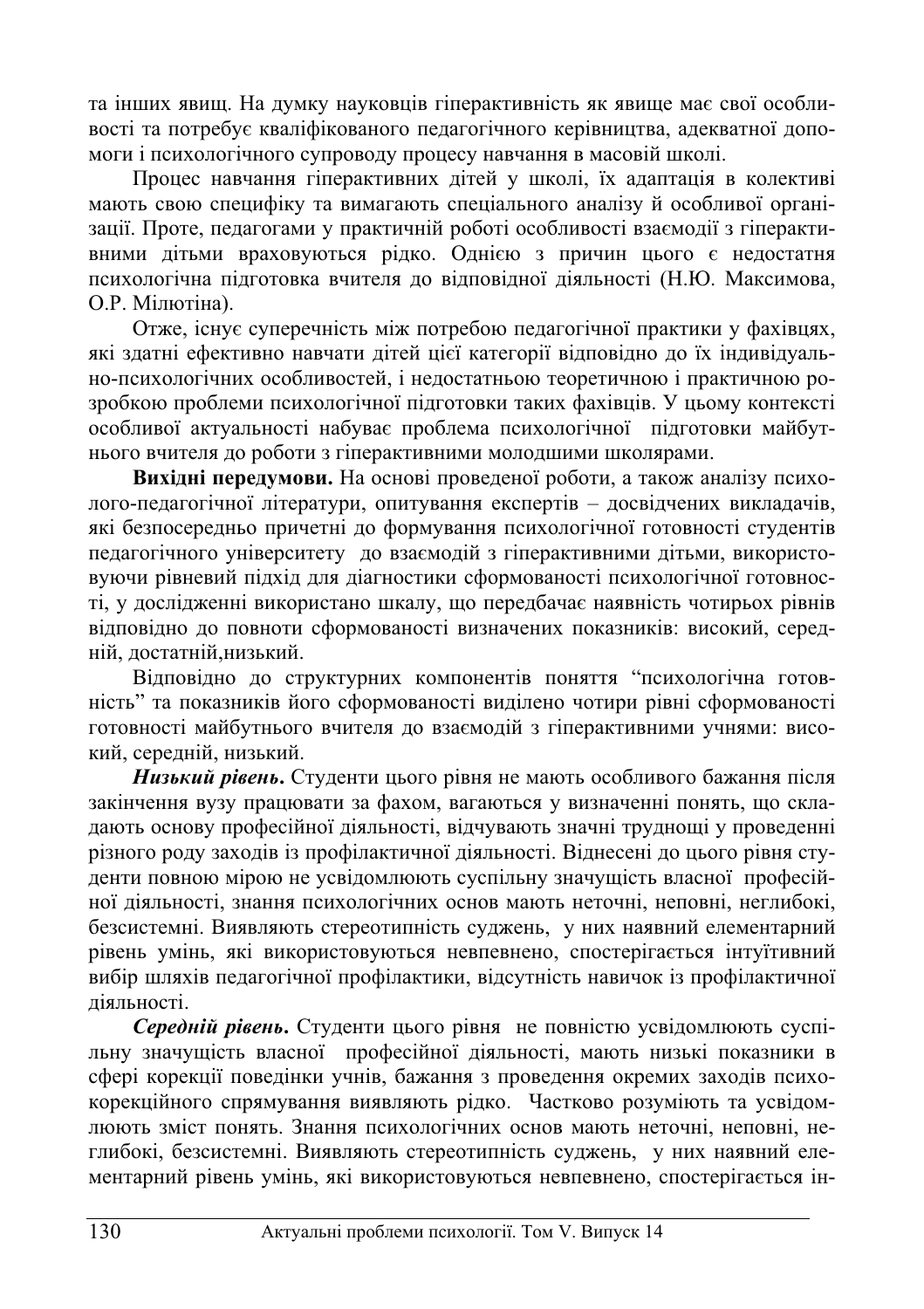та інших явищ. На думку науковців гіперактивність як явище має свої особливості та потребує кваліфікованого педагогічного керівництва, адекватної допомоги і психологічного супроводу процесу навчання в масовій школі.

Процес навчання гіперактивних дітей у школі, їх адаптація в колективі мають свою специфіку та вимагають спеціального аналізу й особливої організації. Проте, педагогами у практичній роботі особливості взаємодії з гіперактивними дітьми враховуються рідко. Однією з причин цього є недостатня психологічна підготовка вчителя до відповідної діяльності (Н.Ю. Максимова, О.Р. Мілютіна).

Отже, існує суперечність між потребою педагогічної практики у фахівцях, які здатні ефективно навчати дітей цієї категорії відповідно до їх індивідуально-психологічних особливостей, і недостатньою теоретичною і практичною розробкою проблеми психологічної підготовки таких фахівців. У цьому контексті особливої актуальності набуває проблема психологічної підготовки майбутнього вчителя до роботи з гіперактивними молодшими школярами.

**Вихідні передумови.** На основі проведеної роботи, а також аналізу психолого-педагогічної літератури, опитування експертів – досвідчених викладачів, які безпосередньо причетні до формування психологічної готовності студентів педагогічного університету до взаємодій з гіперактивними дітьми, використовуючи рівневий підхід для діагностики сформованості психологічної готовності, у дослідженні використано шкалу, що передбачає наявність чотирьох рівнів відповідно до повноти сформованості визначених показників: високий, середній, достатній,низький.

Відповідно до структурних компонентів поняття "психологічна готовність" та показників його сформованості виділено чотири рівні сформованості готовності майбутнього вчителя до взаємодій з гіперактивними учнями: високий, середній, низький.

***Низький рівень.*** Студенти цього рівня не мають особливого бажання після закінчення вузу працювати за фахом, вагаються у визначенні понять, що складають основу професійної діяльності, відчувають значні труднощі у проведенні різного роду заходів із профілактичної діяльності. Віднесені до цього рівня студенти повною мірою не усвідомлюють суспільну значущість власної професійної діяльності, знання психологічних основ мають неточні, неповні, неглибокі, безсистемні. Виявляють стереотипність суджень, у них наявний елементарний рівень умінь, які використовуються невпевнено, спостерігається інтуїтивний вибір шляхів педагогічної профілактики, відсутність навичок із профілактичної діяльності.

***Середній рівень.*** Студенти цього рівня не повністю усвідомлюють суспільну значущість власної професійної діяльності, мають низькі показники в сфері корекції поведінки учнів, бажання з проведення окремих заходів психокорекційного спрямування виявляють рідко. Частково розуміють та усвідомлюють зміст понять. Знання психологічних основ мають неточні, неповні, неглибокі, безсистемні. Виявляють стереотипність суджень, у них наявний елементарний рівень умінь, які використовуються невпевнено, спостерігається ін-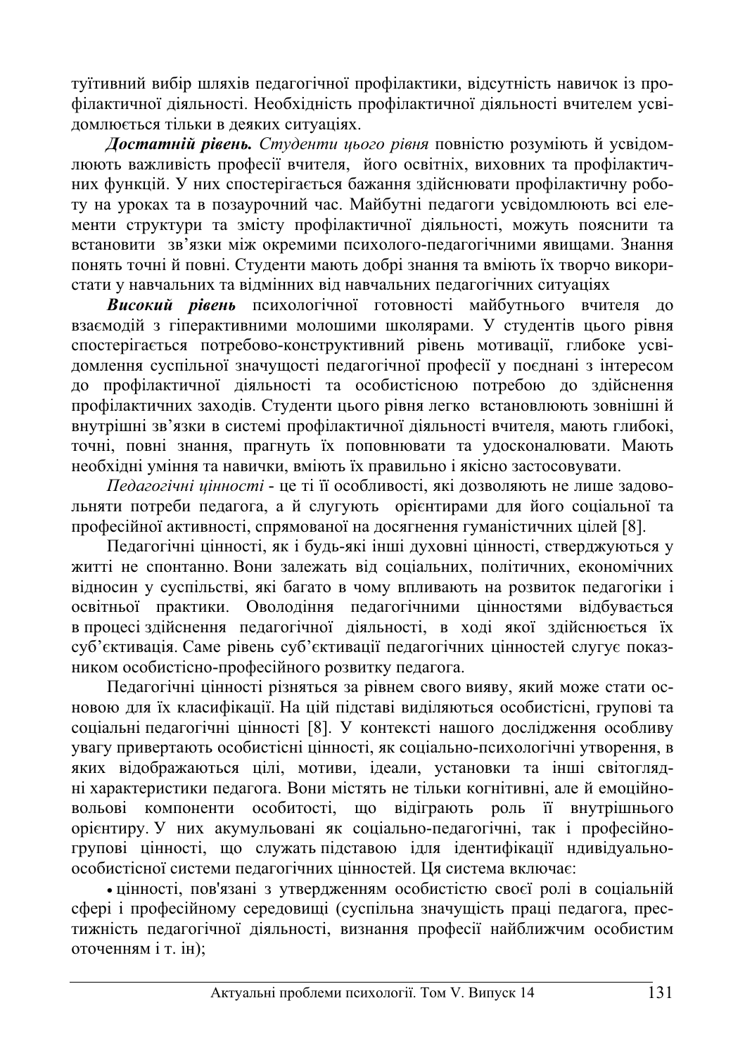туїтивний вибір шляхів педагогічної профілактики, відсутність навичок із профілактичної діяльності. Необхідність профілактичної діяльності вчителем усвідомлюється тільки в деяких ситуаціях.

***Достатній рівень.*** *Студенти цього рівня* повністю розуміють й усвідомлюють важливість професії вчителя, його освітніх, виховних та профілактичних функцій. У них спостерігається бажання здійснювати профілактичну роботу на уроках та в позаурочний час. Майбутні педагоги усвідомлюють всі елементи структури та змісту профілактичної діяльності, можуть пояснити та встановити зв'язки між окремими психолого-педагогічними явищами. Знання понять точні й повні. Студенти мають добрі знання та вміють їх творчо використати у навчальних та відмінних від навчальних педагогічних ситуаціях

***Високий рівень*** психологічної готовності майбутнього вчителя до взаємодій з гіперактивними молошими школярами. У студентів цього рівня спостерігається потребово-конструктивний рівень мотивації, глибоке усвідомлення суспільної значущості педагогічної професії у поєднані з інтересом до профілактичної діяльності та особистісною потребою до здійснення профілактичних заходів. Студенти цього рівня легко встановлюють зовнішні й внутрішні зв'язки в системі профілактичної діяльності вчителя, мають глибокі, точні, повні знання, прагнуть їх поповнювати та удосконалювати. Мають необхідні уміння та навички, вміють їх правильно і якісно застосовувати.

*Педагогічні цінності* - це ті її особливості, які дозволяють не лише задовольняти потреби педагога, а й слугують орієнтирами для його соціальної та професійної активності, спрямованої на досягнення гуманістичних цілей [8].

Педагогічні цінності, як і будь-які інші духовні цінності, стверджуються у житті не спонтанно. Вони залежать від соціальних, політичних, економічних відносин у суспільстві, які багато в чому впливають на розвиток педагогіки і освітньої практики. Оволодіння педагогічними цінностями відбувається в процесі здійснення педагогічної діяльності, в ході якої здійснюється їх суб'єктивація. Саме рівень суб'єктивації педагогічних цінностей слугує показником особистісно-професійного розвитку педагога.

Педагогічні цінності різняться за рівнем свого вияву, який може стати основою для їх класифікації. На цій підставі виділяються особистісні, групові та соціальні педагогічні цінності [8]. У контексті нашого дослідження особливу увагу привертають особистісні цінності, як соціально-психологічні утворення, в яких відображаються цілі, мотиви, ідеали, установки та інші світоглядні характеристики педагога. Вони містять не тільки когнітивні, але й емоційно-вольові компоненти особитості, що відіграють роль її внутрішнього орієнтиру. У них акумульовані як соціально-педагогічні, так і професійно-групові цінності, що служать підставою ідля ідентифікації ндивідуально-особистісної системи педагогічних цінностей. Ця система включає:

- цінності, пов'язані з утвердженням особистістю своєї ролі в соціальній сфері і професійному середовищі (суспільна значущість праці педагога, престижність педагогічної діяльності, визнання професії найближчим особистим оточенням і т. ін);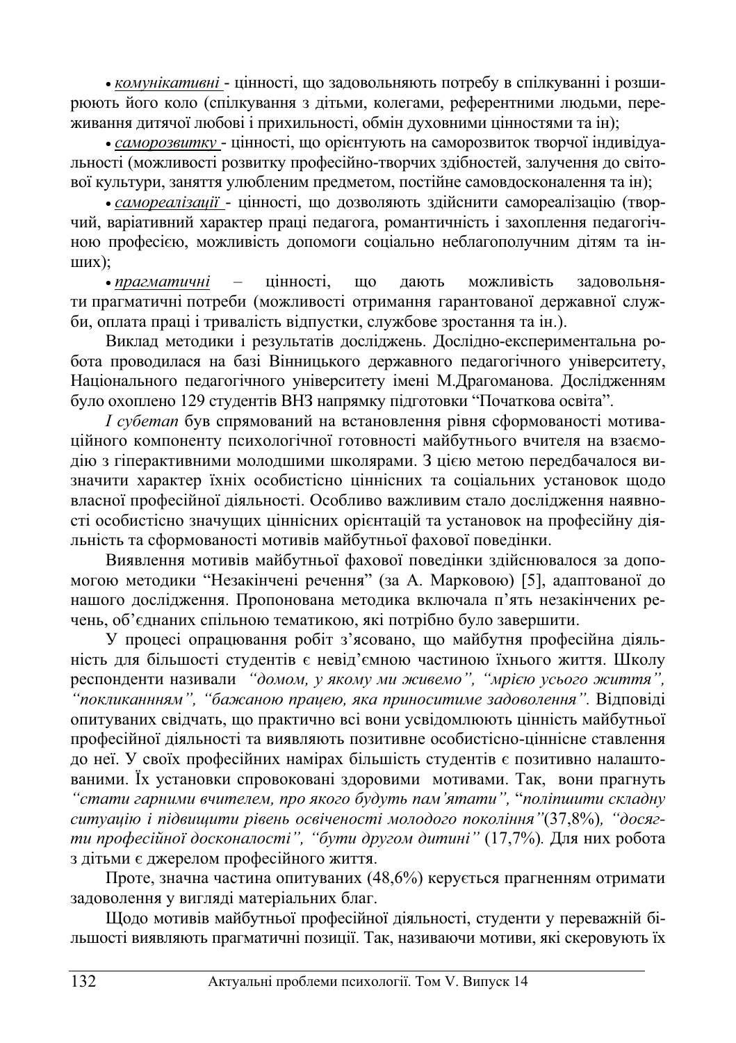- *комунікативні* - цінності, що задовольняють потребу в спілкуванні і розширюють його коло (спілкування з дітьми, колегами, референтними людьми, переживання дитячої любові і прихильності, обмін духовними цінностями та ін);
- *саморозвитку* - цінності, що орієнтують на саморозвиток творчої індивідуальності (можливості розвитку професійно-творчих здібностей, залучення до світової культури, заняття улюбленим предметом, постійне самовдосконалення та ін);
- *самореалізації* - цінності, що дозволяють здійснити самореалізацію (творчий, варіативний характер праці педагога, романтичність і захоплення педагогічною професією, можливість допомоги соціально неблагополучним дітям та інших);
- *прагматичні* – цінності, що дають можливість задовольняти прагматичні потреби (можливості отримання гарантованої державної служби, оплата праці і тривалість відпустки, службове зростання та ін.).

Виклад методики і результатів досліджень. Дослідно-експериментальна робота проводилася на базі Вінницького державного педагогічного університету, Національного педагогічного університету імені М.Драгоманова. Дослідженням було охоплено 129 студентів ВНЗ напрямку підготовки "Початкова освіта".

*I субетап* був спрямований на встановлення рівня сформованості мотиваційного компоненту психологічної готовності майбутнього вчителя на взаємодію з гіперактивними молодшими школярами. З цією метою передбачалося визначити характер їхніх особистісно ціннісних та соціальних установок щодо власної професійної діяльності. Особливо важливим стало дослідження наявності особистісно значущих ціннісних орієнтацій та установок на професійну діяльність та сформованості мотивів майбутньої фахової поведінки.

Виявлення мотивів майбутньої фахової поведінки здійснювалося за допомогою методики "Незакінчені речення" (за А. Марковою) [5], адаптованої до нашого дослідження. Пропонована методика включала п'ять незакінчених речень, об'єднаних спільною тематикою, які потрібно було завершити.

У процесі опрацювання робіт з'ясовано, що майбутня професійна діяльність для більшості студентів є невід'ємною частиною їхнього життя. Школу респонденти називали *"домом, у якому ми живемо", "мрією усього життя", "покликанням", "бажаною працею, яка приноситиме задоволення".* Відповіді опитуваних свідчать, що практично всі вони усвідомлюють цінність майбутньої професійної діяльності та виявляють позитивне особистісно-ціннісне ставлення до неї. У своїх професійних намірах більшість студентів є позитивно налаштованими. Їх установки спровоковані здоровими мотивами. Так, вони прагнуть *"стати гарними вчителем, про якого будуть пам'ятати", "поліпшити складну ситуацію і підвищити рівень освіченості молодого покоління"*(37,8%)*, "досягти професійної досконалості", "бути другом дитині"* (17,7%)*.* Для них робота з дітьми є джерелом професійного життя.

Проте, значна частина опитуваних (48,6%) керується прагненням отримати задоволення у вигляді матеріальних благ.

Щодо мотивів майбутньої професійної діяльності, студенти у переважній більшості виявляють прагматичні позиції. Так, називаючи мотиви, які скеровують їх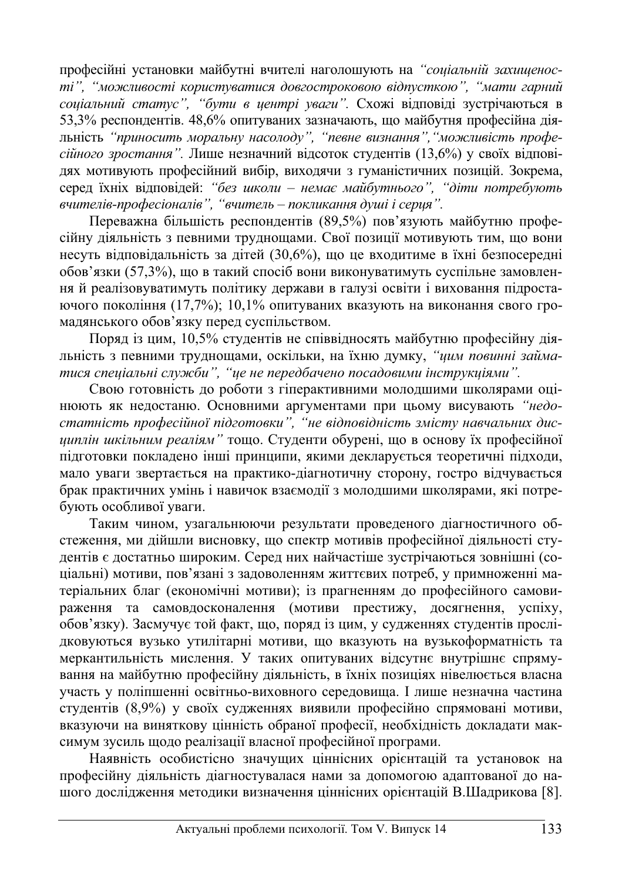професійні установки майбутні вчителі наголошують на *"соціальній захищеності", "можливості користуватися довгостроковою відпусткою", "мати гарний соціальний статус", "бути в центрі уваги"*. Схожі відповіді зустрічаються в 53,3% респондентів. 48,6% опитуваних зазначають, що майбутня професійна діяльність *"приносить моральну насолоду", "певне визнання","можливість професійного зростання"*. Лише незначний відсоток студентів (13,6%) у своїх відповідях мотивують професійний вибір, виходячи з гуманістичних позицій. Зокрема, серед їхніх відповідей: *"без школи – немає майбутнього", "діти потребують вчителів-професіоналів", "вчитель – покликання душі і серця"*.

Переважна більшість респондентів (89,5%) пов'язують майбутню професійну діяльність з певними труднощами. Свої позиції мотивують тим, що вони несуть відповідальність за дітей (30,6%), що це входитиме в їхні безпосередні обов'язки (57,3%), що в такий спосіб вони виконуватимуть суспільне замовлення й реалізовуватимуть політику держави в галузі освіти і виховання підростаючого покоління (17,7%); 10,1% опитуваних вказують на виконання свого громадянського обов'язку перед суспільством.

Поряд із цим, 10,5% студентів не співвідносять майбутню професійну діяльність з певними труднощами, оскільки, на їхню думку, *"цим повинні займатися спеціальні служби", "це не передбачено посадовими інструкціями"*.

Свою готовність до роботи з гіперактивними молодшими школярами оцінюють як недостаню. Основними аргументами при цьому висувають *"недостатність професійної підготовки", "не відповідність змісту навчальних дисциплін шкільним реаліям"* тощо. Студенти обурені, що в основу їх професійної підготовки покладено інші принципи, якими декларується теоретичні підходи, мало уваги звертається на практико-діагнотичну сторону, гостро відчувається брак практичних умінь і навичок взаємодії з молодшими школярами, які потребують особливої уваги.

Таким чином, узагальнюючи результати проведеного діагностичного обстеження, ми дійшли висновку, що спектр мотивів професійної діяльності студентів є достатньо широким. Серед них найчастіше зустрічаються зовнішні (соціальні) мотиви, пов'язані з задоволенням життєвих потреб, у примноженні матеріальних благ (економічні мотиви); із прагненням до професійного самовираження та самовдосконалення (мотиви престижу, досягнення, успіху, обов'язку). Засмучує той факт, що, поряд із цим, у судженнях студентів прослідковуються вузько утилітарні мотиви, що вказують на вузькоформатність та меркантильність мислення. У таких опитуваних відсутнє внутрішнє спрямування на майбутню професійну діяльність, в їхніх позиціях нівелюється власна участь у поліпшенні освітньо-виховного середовища. І лише незначна частина студентів (8,9%) у своїх судженнях виявили професійно спрямовані мотиви, вказуючи на виняткову цінність обраної професії, необхідність докладати максимум зусиль щодо реалізації власної професійної програми.

Наявність особистісно значущих ціннісних орієнтацій та установок на професійну діяльність діагностувалася нами за допомогою адаптованої до нашого дослідження методики визначення ціннісних орієнтацій В.Шадрикова [8].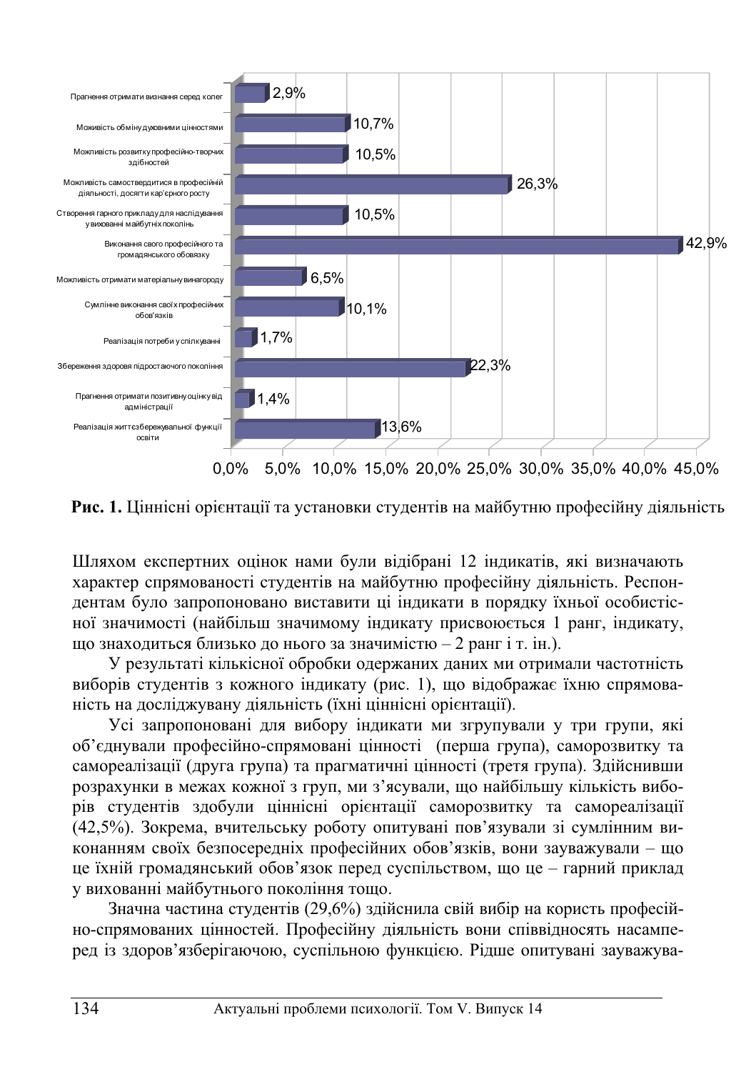| Індикатор | Частотність виборів |
|---|---|
| Прагнення отримати визнання серед колег | 2,9% |
| Можливість обміну духовними цінностями | 10,7% |
| Можливість розвитку професійно-творчих здібностей | 10,5% |
| Можливість самоствердитися в професійній діяльності, досягти кар'єрного росту | 26,3% |
| Створення гарного прикладу для наслідування у вихованні майбутніх поколінь | 10,5% |
| Виконання свого професійного та громадянського обовязку | 42,9% |
| Можливість отримати матеріальну винагороду | 6,5% |
| Сумлінне виконання своїх професійних обов'язків | 10,1% |
| Реалізація потреби у спілкуванні | 1,7% |
| Збереження здоровя підростаючого покоління | 22,3% |
| Прагнення отримати позитивну оцінку від адміністрації | 1,4% |
| Реалізація життєзбережувальної функції освіти | 13,6% |

**Рис. 1.** Ціннісні орієнтації та установки студентів на майбутню професійну діяльність

Шляхом експертних оцінок нами були відібрані 12 індикатів, які визначають характер спрямованості студентів на майбутню професійну діяльність. Респондентам було запропоновано виставити ці індикати в порядку їхньої особистісної значимості (найбільш значимому індикату присвоюється 1 ранг, індикату, що знаходиться близько до нього за значимістю – 2 ранг і т. ін.).

У результаті кількісної обробки одержаних даних ми отримали частотність виборів студентів з кожного індикату (рис. 1), що відображає їхню спрямованість на досліджувану діяльність (їхні ціннісні орієнтації).

Усі запропоновані для вибору індикати ми згрупували у три групи, які об'єднували професійно-спрямовані цінності (перша група), саморозвитку та самореалізації (друга група) та прагматичні цінності (третя група). Здійснивши розрахунки в межах кожної з груп, ми з'ясували, що найбільшу кількість виборів студентів здобули ціннісні орієнтації саморозвитку та самореалізації (42,5%). Зокрема, вчительську роботу опитувані пов'язували зі сумлінним виконанням своїх безпосередніх професійних обов'язків, вони зауважували – що це їхній громадянський обов'язок перед суспільством, що це – гарний приклад у вихованні майбутнього покоління тощо.

Значна частина студентів (29,6%) здійснила свій вибір на користь професійно-спрямованих цінностей. Професійну діяльність вони співвідносять насамперед із здоров'язберігаючою, суспільною функцією. Рідше опитувані зауважува-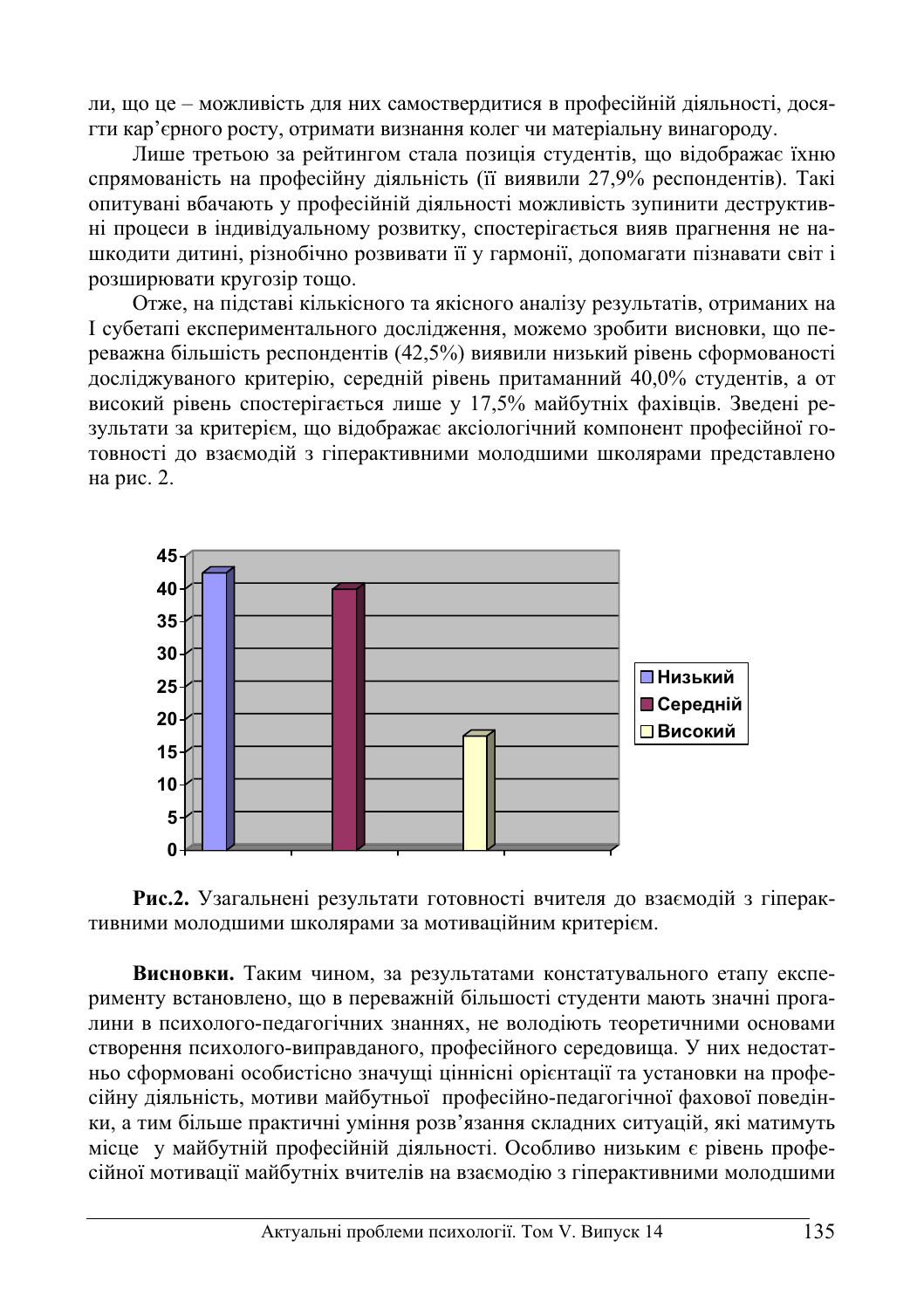ли, що це – можливість для них самоствердитися в професійній діяльності, досягти кар'єрного росту, отримати визнання колег чи матеріальну винагороду.

Лише третьою за рейтингом стала позиція студентів, що відображає їхню спрямованість на професійну діяльність (її виявили 27,9% респондентів). Такі опитувані вбачають у професійній діяльності можливість зупинити деструктивні процеси в індивідуальному розвитку, спостерігається вияв прагнення не нашкодити дитині, різнобічно розвивати її у гармонії, допомагати пізнавати світ і розширювати кругозір тощо.

Отже, на підставі кількісного та якісного аналізу результатів, отриманих на І субетапі експериментального дослідження, можемо зробити висновки, що переважна більшість респондентів (42,5%) виявили низький рівень сформованості досліджуваного критерію, середній рівень притаманний 40,0% студентів, а от високий рівень спостерігається лише у 17,5% майбутніх фахівців. Зведені результати за критерієм, що відображає аксіологічний компонент професійної готовності до взаємодій з гіперактивними молодшими школярами представлено на рис. 2.

**Рис.2.** Узагальнені результати готовності вчителя до взаємодій з гіперактивними молодшими школярами за мотиваційним критерієм.

**Висновки.** Таким чином, за результатами констатувального етапу експерименту встановлено, що в переважній більшості студенти мають значні прогалини в психолого-педагогічних знаннях, не володіють теоретичними основами створення психолого-виправданого, професійного середовища. У них недостатньо сформовані особистісно значущі ціннісні орієнтації та установки на професійну діяльність, мотиви майбутньої професійно-педагогічної фахової поведінки, а тим більше практичні уміння розв'язання складних ситуацій, які матимуть місце у майбутній професійній діяльності. Особливо низьким є рівень професійної мотивації майбутніх вчителів на взаємодію з гіперактивними молодшими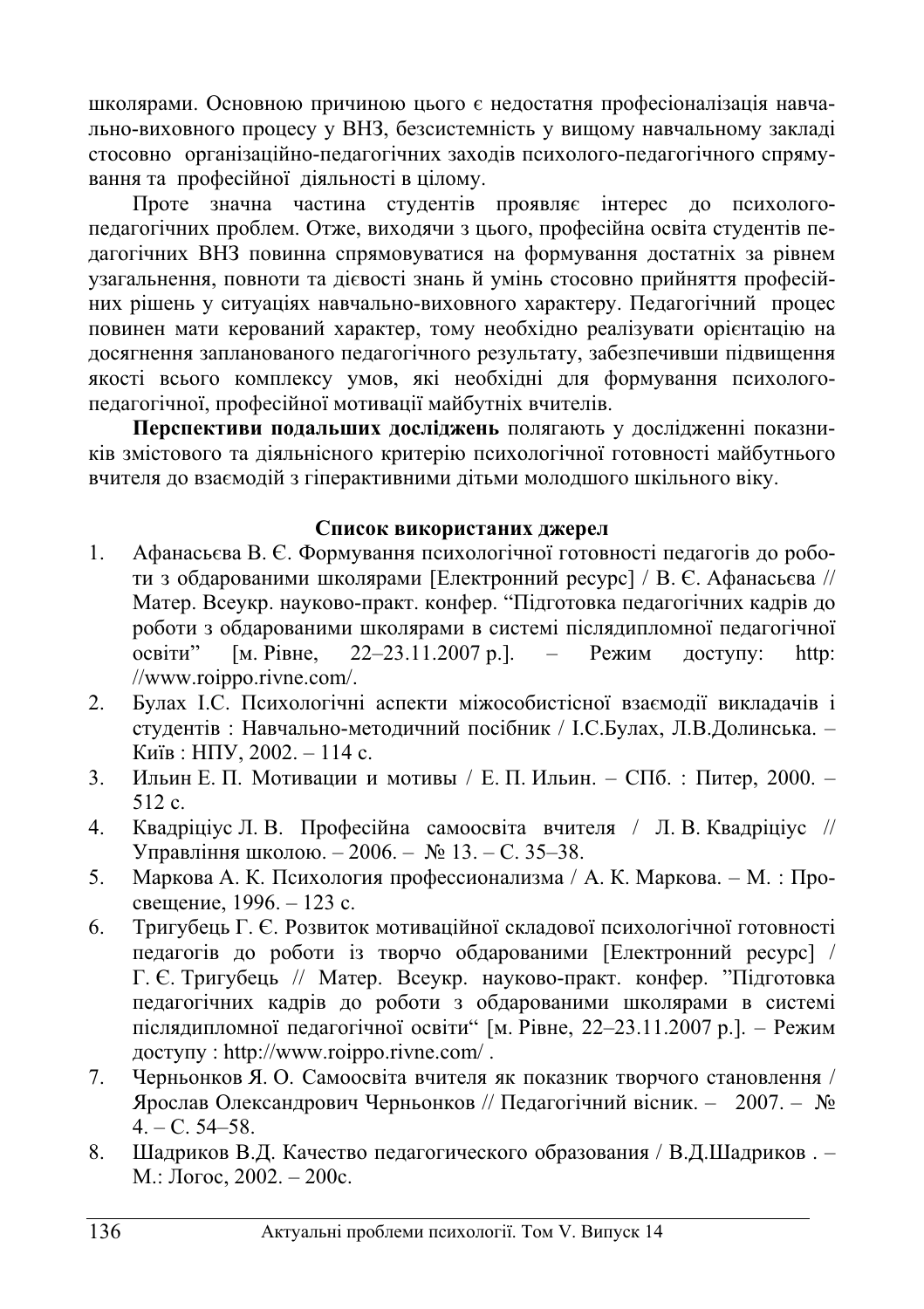школярами. Основною причиною цього є недостатня професіоналізація навчально-виховного процесу у ВНЗ, безсистемність у вищому навчальному закладі стосовно організаційно-педагогічних заходів психолого-педагогічного спрямування та професійної діяльності в цілому.

Проте значна частина студентів проявляє інтерес до психолого-педагогічних проблем. Отже, виходячи з цього, професійна освіта студентів педагогічних ВНЗ повинна спрямовуватися на формування достатніх за рівнем узагальнення, повноти та дієвості знань й умінь стосовно прийняття професійних рішень у ситуаціях навчально-виховного характеру. Педагогічний процес повинен мати керований характер, тому необхідно реалізувати орієнтацію на досягнення запланованого педагогічного результату, забезпечивши підвищення якості всього комплексу умов, які необхідні для формування психолого-педагогічної, професійної мотивації майбутніх вчителів.

**Перспективи подальших досліджень** полягають у дослідженні показників змістового та діяльнісного критерію психологічної готовності майбутнього вчителя до взаємодій з гіперактивними дітьми молодшого шкільного віку.

### Список використаних джерел

1. Афанасьєва В. Є. Формування психологічної готовності педагогів до роботи з обдарованими школярами [Електронний ресурс] / В. Є. Афанасьєва // Матер. Всеукр. науково-практ. конфер. "Підготовка педагогічних кадрів до роботи з обдарованими школярами в системі післядипломної педагогічної освіти" [м. Рівне, 22–23.11.2007 р.]. – Режим доступу: http: //www.roippo.rivne.com/.
2. Булах І.С. Психологічні аспекти міжособистісної взаємодії викладачів і студентів : Навчально-методичний посібник / І.С.Булах, Л.В.Долинська. – Київ : НПУ, 2002. – 114 с.
3. Ильин Е. П. Мотивации и мотивы / Е. П. Ильин. – СПб. : Питер, 2000. – 512 с.
4. Квадріціус Л. В. Професійна самоосвіта вчителя / Л. В. Квадріціус // Управління школою. – 2006. – № 13. – С. 35–38.
5. Маркова А. К. Психология профессионализма / А. К. Маркова. – М. : Просвещение, 1996. – 123 с.
6. Тригубець Г. Є. Розвиток мотиваційної складової психологічної готовності педагогів до роботи із творчо обдарованими [Електронний ресурс] / Г. Є. Тригубець // Матер. Всеукр. науково-практ. конфер. "Підготовка педагогічних кадрів до роботи з обдарованими школярами в системі післядипломної педагогічної освіти" [м. Рівне, 22–23.11.2007 р.]. – Режим доступу : http://www.roippo.rivne.com/ .
7. Черньонков Я. О. Самоосвіта вчителя як показник творчого становлення / Ярослав Олександрович Черньонков // Педагогічний вісник. – 2007. – № 4. – С. 54–58.
8. Шадриков В.Д. Качество педагогического образования / В.Д.Шадриков . – М.: Логос, 2002. – 200с.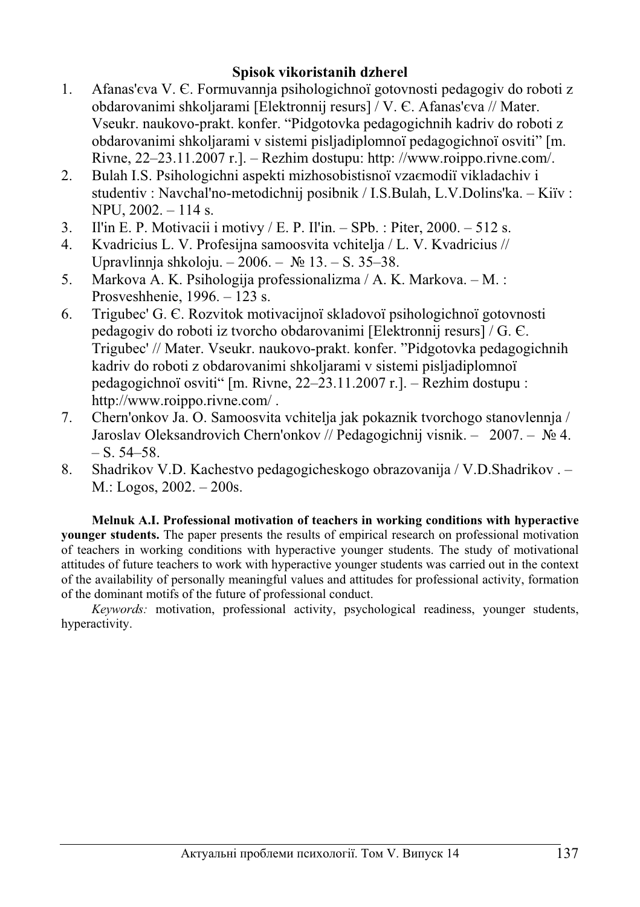**Spisok vikoristanih dzherel**

1. Afanas'єva V. Є. Formuvannja psihologichnoї gotovnosti pedagogiv do roboti z obdarovanimi shkoljarami [Elektronnij resurs] / V. Є. Afanas'єva // Mater. Vseukr. naukovo-prakt. konfer. "Pidgotovka pedagogichnih kadriv do roboti z obdarovanimi shkoljarami v sistemi pisljadiplomnoї pedagogichnoї osviti" [m. Rivne, 22–23.11.2007 r.]. – Rezhim dostupu: http: //www.roippo.rivne.com/.
2. Bulah I.S. Psihologichni aspekti mizhosobistisnoї vzaєmodiї vikladachiv i studentiv : Navchal'no-metodichnij posibnik / I.S.Bulah, L.V.Dolins'ka. – Kiïv : NPU, 2002. – 114 s.
3. Il'in E. P. Motivacii i motivy / E. P. Il'in. – SPb. : Piter, 2000. – 512 s.
4. Kvadricius L. V. Profesijna samoosvita vchitelja / L. V. Kvadricius // Upravlinnja shkoloju. – 2006. – № 13. – S. 35–38.
5. Markova A. K. Psihologija professionalizma / A. K. Markova. – M. : Prosveshhenie, 1996. – 123 s.
6. Trigubec' G. Є. Rozvitok motivacijnoї skladovoї psihologichnoї gotovnosti pedagogiv do roboti iz tvorcho obdarovanimi [Elektronnij resurs] / G. Є. Trigubec' // Mater. Vseukr. naukovo-prakt. konfer. "Pidgotovka pedagogichnih kadriv do roboti z obdarovanimi shkoljarami v sistemi pisljadiplomnoї pedagogichnoї osviti" [m. Rivne, 22–23.11.2007 r.]. – Rezhim dostupu : http://www.roippo.rivne.com/ .
7. Chern'onkov Ja. O. Samoosvita vchitelja jak pokaznik tvorchogo stanovlennja / Jaroslav Oleksandrovich Chern'onkov // Pedagogichnij visnik. – 2007. – № 4. – S. 54–58.
8. Shadrikov V.D. Kachestvo pedagogicheskogo obrazovanija / V.D.Shadrikov . – M.: Logos, 2002. – 200s.

**Melnuk A.I. Professional motivation of teachers in working conditions with hyperactive younger students.** The paper presents the results of empirical research on professional motivation of teachers in working conditions with hyperactive younger students. The study of motivational attitudes of future teachers to work with hyperactive younger students was carried out in the context of the availability of personally meaningful values and attitudes for professional activity, formation of the dominant motifs of the future of professional conduct.

*Keywords:* motivation, professional activity, psychological readiness, younger students, hyperactivity.